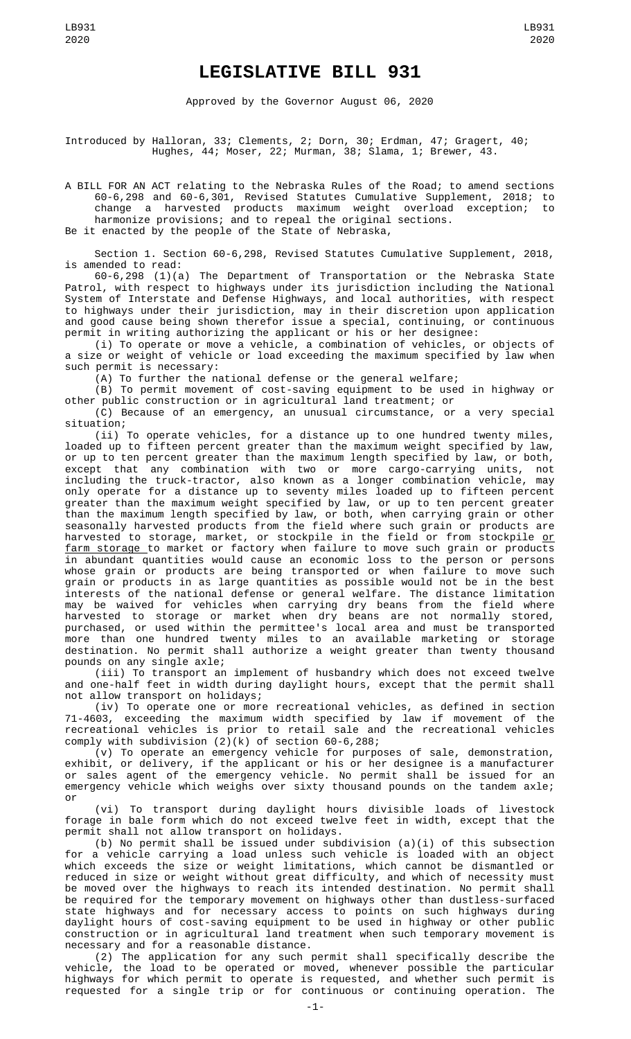# LEGISLATIVE BILL 931

Approved by the Governor August 06, 2020

Introduced by Halloran, 33; Clements, 2; Dorn, 30; Erdman, 47; Gragert, 40; Hughes, 44; Moser, 22; Murman, 38; Slama, 1; Brewer, 43.

A BILL FOR AN ACT relating to the Nebraska Rules of the Road; to amend sections 60-6,298 and 60-6,301, Revised Statutes Cumulative Supplement, 2018; to change a harvested products maximum weight overload exception; to harmonize provisions; and to repeal the original sections.

Be it enacted by the people of the State of Nebraska,

Section 1. Section 60-6,298, Revised Statutes Cumulative Supplement, 2018, is amended to read:

60-6,298 (1)(a) The Department of Transportation or the Nebraska State Patrol, with respect to highways under its jurisdiction including the National System of Interstate and Defense Highways, and local authorities, with respect to highways under their jurisdiction, may in their discretion upon application and good cause being shown therefor issue a special, continuing, or continuous permit in writing authorizing the applicant or his or her designee:

(i) To operate or move a vehicle, a combination of vehicles, or objects of a size or weight of vehicle or load exceeding the maximum specified by law when such permit is necessary:

(A) To further the national defense or the general welfare;

(B) To permit movement of cost-saving equipment to be used in highway or other public construction or in agricultural land treatment; or

(C) Because of an emergency, an unusual circumstance, or a very special situation;

(ii) To operate vehicles, for a distance up to one hundred twenty miles, loaded up to fifteen percent greater than the maximum weight specified by law, or up to ten percent greater than the maximum length specified by law, or both, except that any combination with two or more cargo-carrying units, not including the truck-tractor, also known as a longer combination vehicle, may only operate for a distance up to seventy miles loaded up to fifteen percent greater than the maximum weight specified by law, or up to ten percent greater than the maximum length specified by law, or both, when carrying grain or other seasonally harvested products from the field where such grain or products are harvested to storage, market, or stockpile in the field or from stockpile <u>or farm storage</u> to market or factory when failure to move such grain or products in abundant quantities would cause an economic loss to the person or persons whose grain or products are being transported or when failure to move such grain or products in as large quantities as possible would not be in the best interests of the national defense or general welfare. The distance limitation may be waived for vehicles when carrying dry beans from the field where harvested to storage or market when dry beans are not normally stored, purchased, or used within the permittee's local area and must be transported more than one hundred twenty miles to an available marketing or storage destination. No permit shall authorize a weight greater than twenty thousand pounds on any single axle;

(iii) To transport an implement of husbandry which does not exceed twelve and one-half feet in width during daylight hours, except that the permit shall not allow transport on holidays;

(iv) To operate one or more recreational vehicles, as defined in section 71-4603, exceeding the maximum width specified by law if movement of the recreational vehicles is prior to retail sale and the recreational vehicles comply with subdivision (2)(k) of section 60-6,288;

(v) To operate an emergency vehicle for purposes of sale, demonstration, exhibit, or delivery, if the applicant or his or her designee is a manufacturer or sales agent of the emergency vehicle. No permit shall be issued for an emergency vehicle which weighs over sixty thousand pounds on the tandem axle; or

(vi) To transport during daylight hours divisible loads of livestock forage in bale form which do not exceed twelve feet in width, except that the permit shall not allow transport on holidays.

(b) No permit shall be issued under subdivision (a)(i) of this subsection for a vehicle carrying a load unless such vehicle is loaded with an object which exceeds the size or weight limitations, which cannot be dismantled or reduced in size or weight without great difficulty, and which of necessity must be moved over the highways to reach its intended destination. No permit shall be required for the temporary movement on highways other than dustless-surfaced state highways and for necessary access to points on such highways during daylight hours of cost-saving equipment to be used in highway or other public construction or in agricultural land treatment when such temporary movement is necessary and for a reasonable distance.

(2) The application for any such permit shall specifically describe the vehicle, the load to be operated or moved, whenever possible the particular highways for which permit to operate is requested, and whether such permit is requested for a single trip or for continuous or continuing operation. The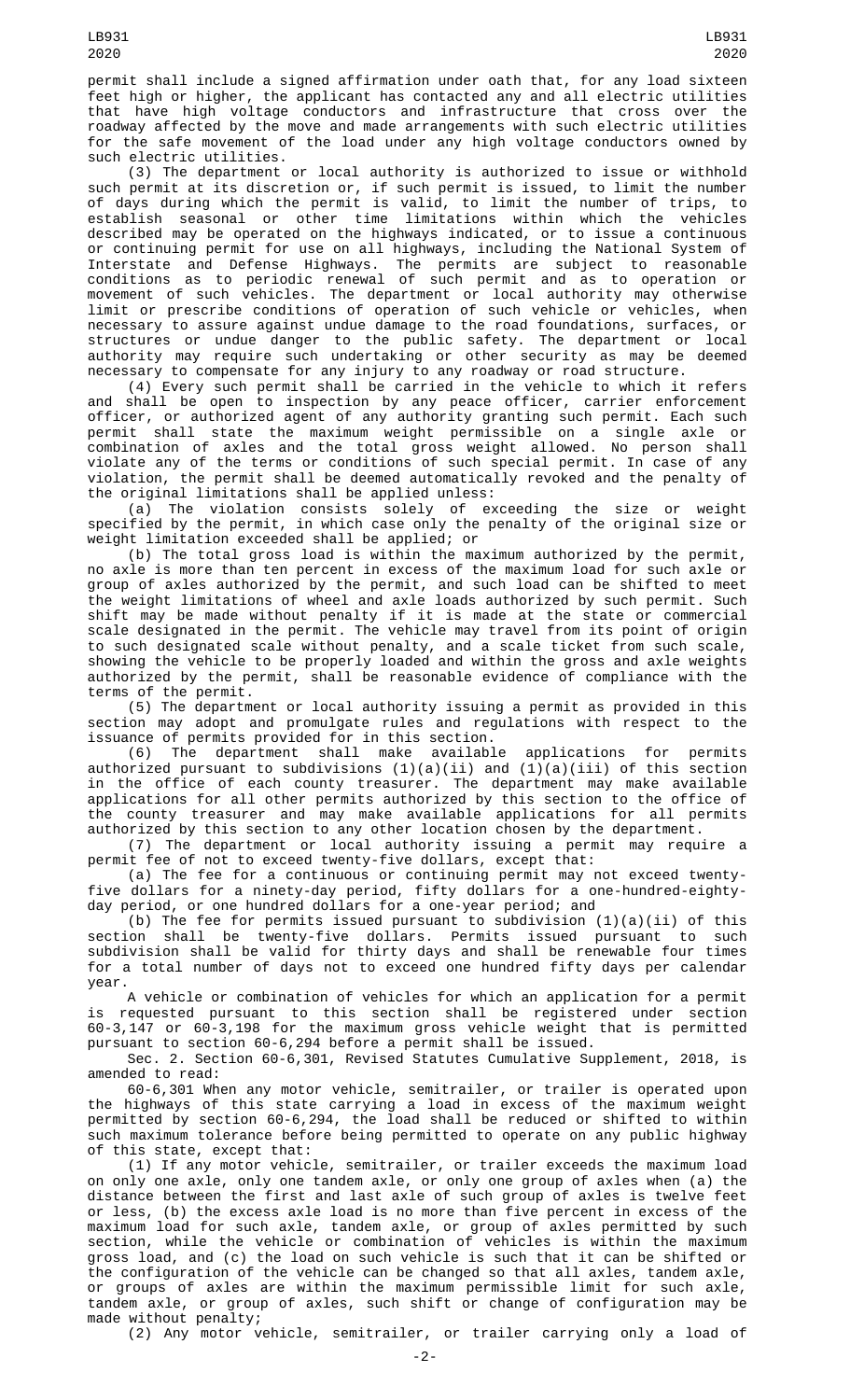permit shall include a signed affirmation under oath that, for any load sixteen feet high or higher, the applicant has contacted any and all electric utilities that have high voltage conductors and infrastructure that cross over the roadway affected by the move and made arrangements with such electric utilities for the safe movement of the load under any high voltage conductors owned by such electric utilities.

(3) The department or local authority is authorized to issue or withhold such permit at its discretion or, if such permit is issued, to limit the number of days during which the permit is valid, to limit the number of trips, to establish seasonal or other time limitations within which the vehicles described may be operated on the highways indicated, or to issue a continuous or continuing permit for use on all highways, including the National System of Interstate and Defense Highways. The permits are subject to reasonable conditions as to periodic renewal of such permit and as to operation or movement of such vehicles. The department or local authority may otherwise limit or prescribe conditions of operation of such vehicle or vehicles, when necessary to assure against undue damage to the road foundations, surfaces, or structures or undue danger to the public safety. The department or local authority may require such undertaking or other security as may be deemed necessary to compensate for any injury to any roadway or road structure.

(4) Every such permit shall be carried in the vehicle to which it refers and shall be open to inspection by any peace officer, carrier enforcement officer, or authorized agent of any authority granting such permit. Each such permit shall state the maximum weight permissible on a single axle or combination of axles and the total gross weight allowed. No person shall violate any of the terms or conditions of such special permit. In case of any violation, the permit shall be deemed automatically revoked and the penalty of the original limitations shall be applied unless:

(a) The violation consists solely of exceeding the size or weight specified by the permit, in which case only the penalty of the original size or weight limitation exceeded shall be applied; or

(b) The total gross load is within the maximum authorized by the permit, no axle is more than ten percent in excess of the maximum load for such axle or group of axles authorized by the permit, and such load can be shifted to meet the weight limitations of wheel and axle loads authorized by such permit. Such shift may be made without penalty if it is made at the state or commercial scale designated in the permit. The vehicle may travel from its point of origin to such designated scale without penalty, and a scale ticket from such scale, showing the vehicle to be properly loaded and within the gross and axle weights authorized by the permit, shall be reasonable evidence of compliance with the terms of the permit.

(5) The department or local authority issuing a permit as provided in this section may adopt and promulgate rules and regulations with respect to the issuance of permits provided for in this section.

(6) The department shall make available applications for permits authorized pursuant to subdivisions (1)(a)(ii) and (1)(a)(iii) of this section in the office of each county treasurer. The department may make available applications for all other permits authorized by this section to the office of the county treasurer and may make available applications for all permits authorized by this section to any other location chosen by the department.

(7) The department or local authority issuing a permit may require a permit fee of not to exceed twenty-five dollars, except that:

(a) The fee for a continuous or continuing permit may not exceed twenty-five dollars for a ninety-day period, fifty dollars for a one-hundred-eighty-day period, or one hundred dollars for a one-year period; and

(b) The fee for permits issued pursuant to subdivision (1)(a)(ii) of this section shall be twenty-five dollars. Permits issued pursuant to such subdivision shall be valid for thirty days and shall be renewable four times for a total number of days not to exceed one hundred fifty days per calendar year.

A vehicle or combination of vehicles for which an application for a permit is requested pursuant to this section shall be registered under section 60-3,147 or 60-3,198 for the maximum gross vehicle weight that is permitted pursuant to section 60-6,294 before a permit shall be issued.

Sec. 2. Section 60-6,301, Revised Statutes Cumulative Supplement, 2018, is amended to read:

60-6,301 When any motor vehicle, semitrailer, or trailer is operated upon the highways of this state carrying a load in excess of the maximum weight permitted by section 60-6,294, the load shall be reduced or shifted to within such maximum tolerance before being permitted to operate on any public highway of this state, except that:

(1) If any motor vehicle, semitrailer, or trailer exceeds the maximum load on only one axle, only one tandem axle, or only one group of axles when (a) the distance between the first and last axle of such group of axles is twelve feet or less, (b) the excess axle load is no more than five percent in excess of the maximum load for such axle, tandem axle, or group of axles permitted by such section, while the vehicle or combination of vehicles is within the maximum gross load, and (c) the load on such vehicle is such that it can be shifted or the configuration of the vehicle can be changed so that all axles, tandem axle, or groups of axles are within the maximum permissible limit for such axle, tandem axle, or group of axles, such shift or change of configuration may be made without penalty;

(2) Any motor vehicle, semitrailer, or trailer carrying only a load of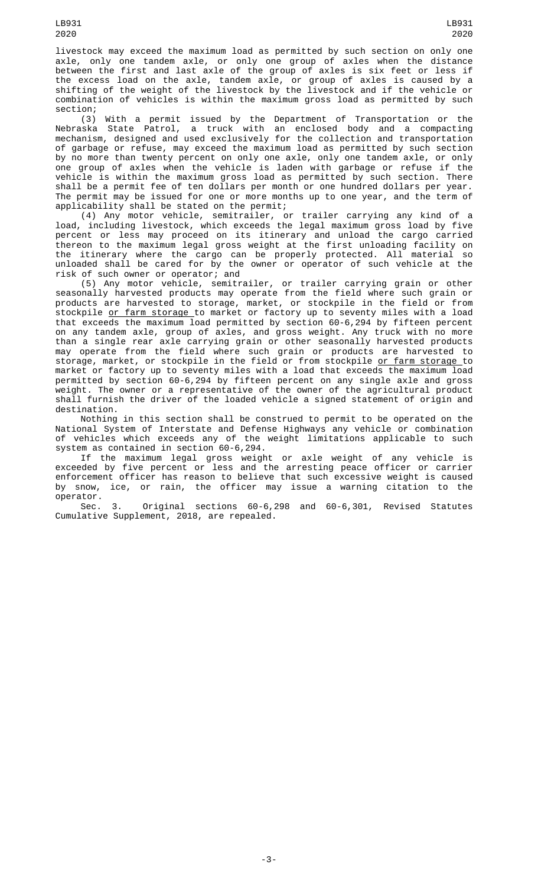livestock may exceed the maximum load as permitted by such section on only one axle, only one tandem axle, or only one group of axles when the distance between the first and last axle of the group of axles is six feet or less if the excess load on the axle, tandem axle, or group of axles is caused by a shifting of the weight of the livestock by the livestock and if the vehicle or combination of vehicles is within the maximum gross load as permitted by such section;

(3) With a permit issued by the Department of Transportation or the Nebraska State Patrol, a truck with an enclosed body and a compacting mechanism, designed and used exclusively for the collection and transportation of garbage or refuse, may exceed the maximum load as permitted by such section by no more than twenty percent on only one axle, only one tandem axle, or only one group of axles when the vehicle is laden with garbage or refuse if the vehicle is within the maximum gross load as permitted by such section. There shall be a permit fee of ten dollars per month or one hundred dollars per year. The permit may be issued for one or more months up to one year, and the term of applicability shall be stated on the permit;

(4) Any motor vehicle, semitrailer, or trailer carrying any kind of a load, including livestock, which exceeds the legal maximum gross load by five percent or less may proceed on its itinerary and unload the cargo carried thereon to the maximum legal gross weight at the first unloading facility on the itinerary where the cargo can be properly protected. All material so unloaded shall be cared for by the owner or operator of such vehicle at the risk of such owner or operator; and

(5) Any motor vehicle, semitrailer, or trailer carrying grain or other seasonally harvested products may operate from the field where such grain or products are harvested to storage, market, or stockpile in the field or from stockpile <u>or farm storage</u> to market or factory up to seventy miles with a load that exceeds the maximum load permitted by section 60-6,294 by fifteen percent on any tandem axle, group of axles, and gross weight. Any truck with no more than a single rear axle carrying grain or other seasonally harvested products may operate from the field where such grain or products are harvested to storage, market, or stockpile in the field or from stockpile <u>or farm storage</u> to market or factory up to seventy miles with a load that exceeds the maximum load permitted by section 60-6,294 by fifteen percent on any single axle and gross weight. The owner or a representative of the owner of the agricultural product shall furnish the driver of the loaded vehicle a signed statement of origin and destination.

Nothing in this section shall be construed to permit to be operated on the National System of Interstate and Defense Highways any vehicle or combination of vehicles which exceeds any of the weight limitations applicable to such system as contained in section 60-6,294.

If the maximum legal gross weight or axle weight of any vehicle is exceeded by five percent or less and the arresting peace officer or carrier enforcement officer has reason to believe that such excessive weight is caused by snow, ice, or rain, the officer may issue a warning citation to the operator.

Sec. 3. Original sections 60-6,298 and 60-6,301, Revised Statutes Cumulative Supplement, 2018, are repealed.